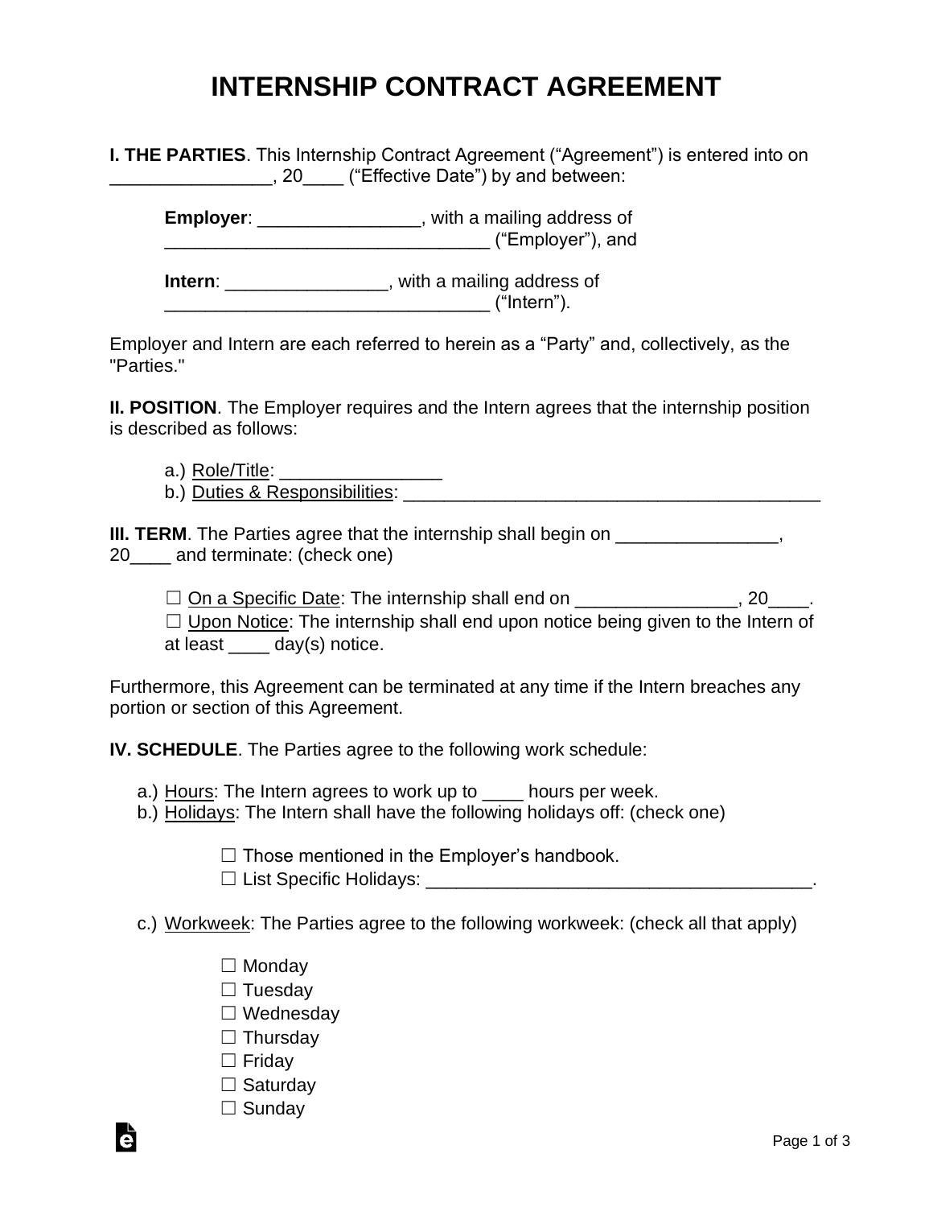# INTERNSHIP CONTRACT AGREEMENT

**I. THE PARTIES**. This Internship Contract Agreement ("Agreement") is entered into on ________________, 20____ ("Effective Date") by and between:

> **Employer**: ________________, with a mailing address of ________________________________ ("Employer"), and
>
> **Intern**: ________________, with a mailing address of ________________________________ ("Intern").

Employer and Intern are each referred to herein as a "Party" and, collectively, as the "Parties."

**II. POSITION**. The Employer requires and the Intern agrees that the internship position is described as follows:

a.) Role/Title: ________________
b.) Duties & Responsibilities: ___________________________________________

**III. TERM**. The Parties agree that the internship shall begin on ________________, 20____ and terminate: (check one)

☐ On a Specific Date: The internship shall end on ________________, 20____.
☐ Upon Notice: The internship shall end upon notice being given to the Intern of at least ____ day(s) notice.

Furthermore, this Agreement can be terminated at any time if the Intern breaches any portion or section of this Agreement.

**IV. SCHEDULE**. The Parties agree to the following work schedule:

a.) Hours: The Intern agrees to work up to ____ hours per week.
b.) Holidays: The Intern shall have the following holidays off: (check one)

☐ Those mentioned in the Employer's handbook.
☐ List Specific Holidays: ______________________________________.

c.) Workweek: The Parties agree to the following workweek: (check all that apply)

☐ Monday
☐ Tuesday
☐ Wednesday
☐ Thursday
☐ Friday
☐ Saturday
☐ Sunday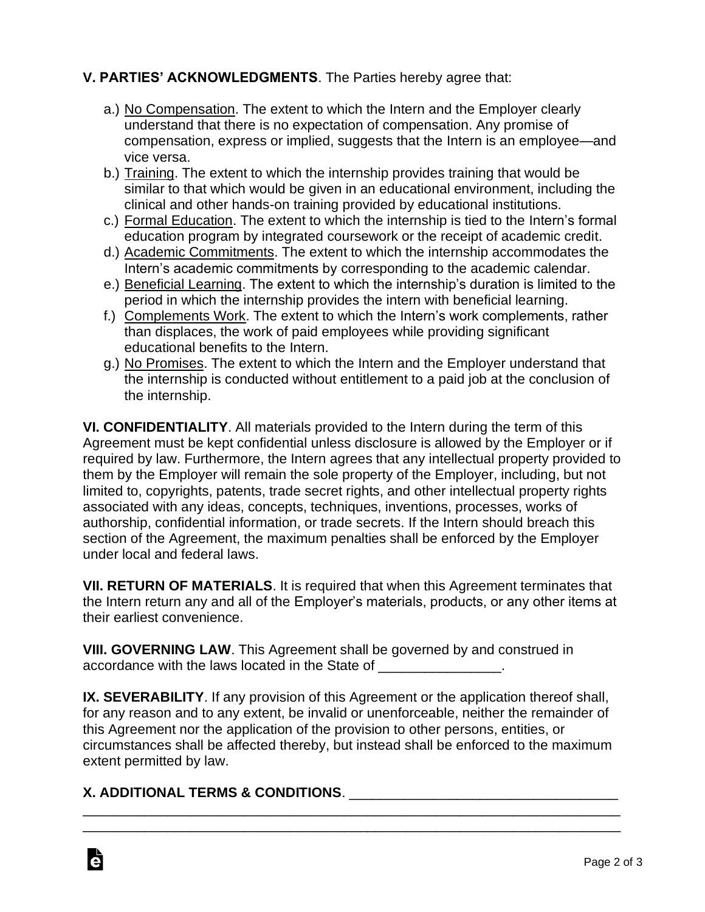**V. PARTIES' ACKNOWLEDGMENTS**. The Parties hereby agree that:

a.) No Compensation. The extent to which the Intern and the Employer clearly understand that there is no expectation of compensation. Any promise of compensation, express or implied, suggests that the Intern is an employee—and vice versa.

b.) Training. The extent to which the internship provides training that would be similar to that which would be given in an educational environment, including the clinical and other hands-on training provided by educational institutions.

c.) Formal Education. The extent to which the internship is tied to the Intern's formal education program by integrated coursework or the receipt of academic credit.

d.) Academic Commitments. The extent to which the internship accommodates the Intern's academic commitments by corresponding to the academic calendar.

e.) Beneficial Learning. The extent to which the internship's duration is limited to the period in which the internship provides the intern with beneficial learning.

f.) Complements Work. The extent to which the Intern's work complements, rather than displaces, the work of paid employees while providing significant educational benefits to the Intern.

g.) No Promises. The extent to which the Intern and the Employer understand that the internship is conducted without entitlement to a paid job at the conclusion of the internship.

**VI. CONFIDENTIALITY**. All materials provided to the Intern during the term of this Agreement must be kept confidential unless disclosure is allowed by the Employer or if required by law. Furthermore, the Intern agrees that any intellectual property provided to them by the Employer will remain the sole property of the Employer, including, but not limited to, copyrights, patents, trade secret rights, and other intellectual property rights associated with any ideas, concepts, techniques, inventions, processes, works of authorship, confidential information, or trade secrets. If the Intern should breach this section of the Agreement, the maximum penalties shall be enforced by the Employer under local and federal laws.

**VII. RETURN OF MATERIALS**. It is required that when this Agreement terminates that the Intern return any and all of the Employer's materials, products, or any other items at their earliest convenience.

**VIII. GOVERNING LAW**. This Agreement shall be governed by and construed in accordance with the laws located in the State of ________________.

**IX. SEVERABILITY**. If any provision of this Agreement or the application thereof shall, for any reason and to any extent, be invalid or unenforceable, neither the remainder of this Agreement nor the application of the provision to other persons, entities, or circumstances shall be affected thereby, but instead shall be enforced to the maximum extent permitted by law.

**X. ADDITIONAL TERMS & CONDITIONS**. __________________________________
_____________________________________________________________________
_____________________________________________________________________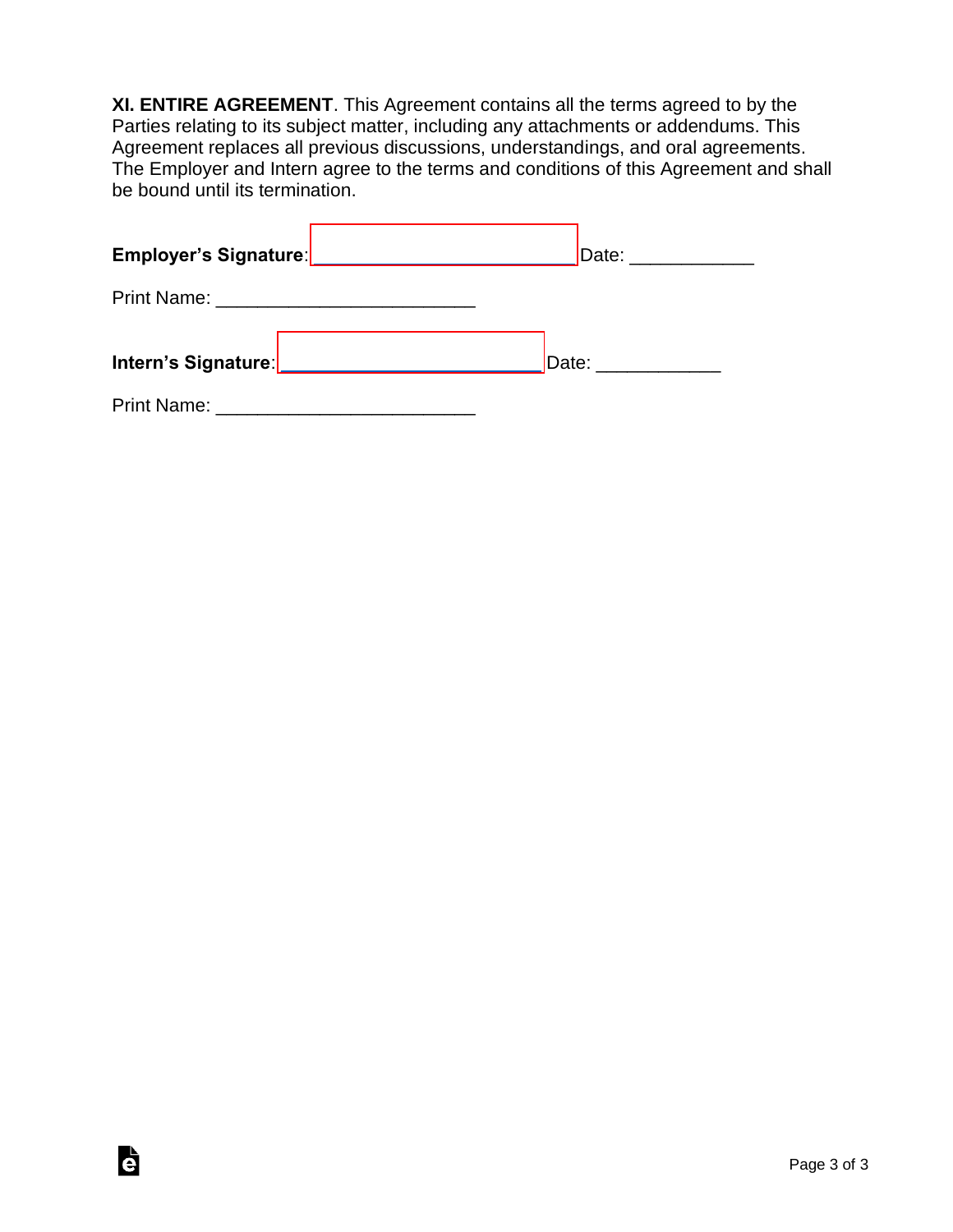**XI. ENTIRE AGREEMENT**. This Agreement contains all the terms agreed to by the Parties relating to its subject matter, including any attachments or addendums. This Agreement replaces all previous discussions, understandings, and oral agreements. The Employer and Intern agree to the terms and conditions of this Agreement and shall be bound until its termination.

**Employer's Signature**: ________________________ Date: ___________

Print Name: ________________________

**Intern's Signature**: ________________________ Date: ___________

Print Name: ________________________